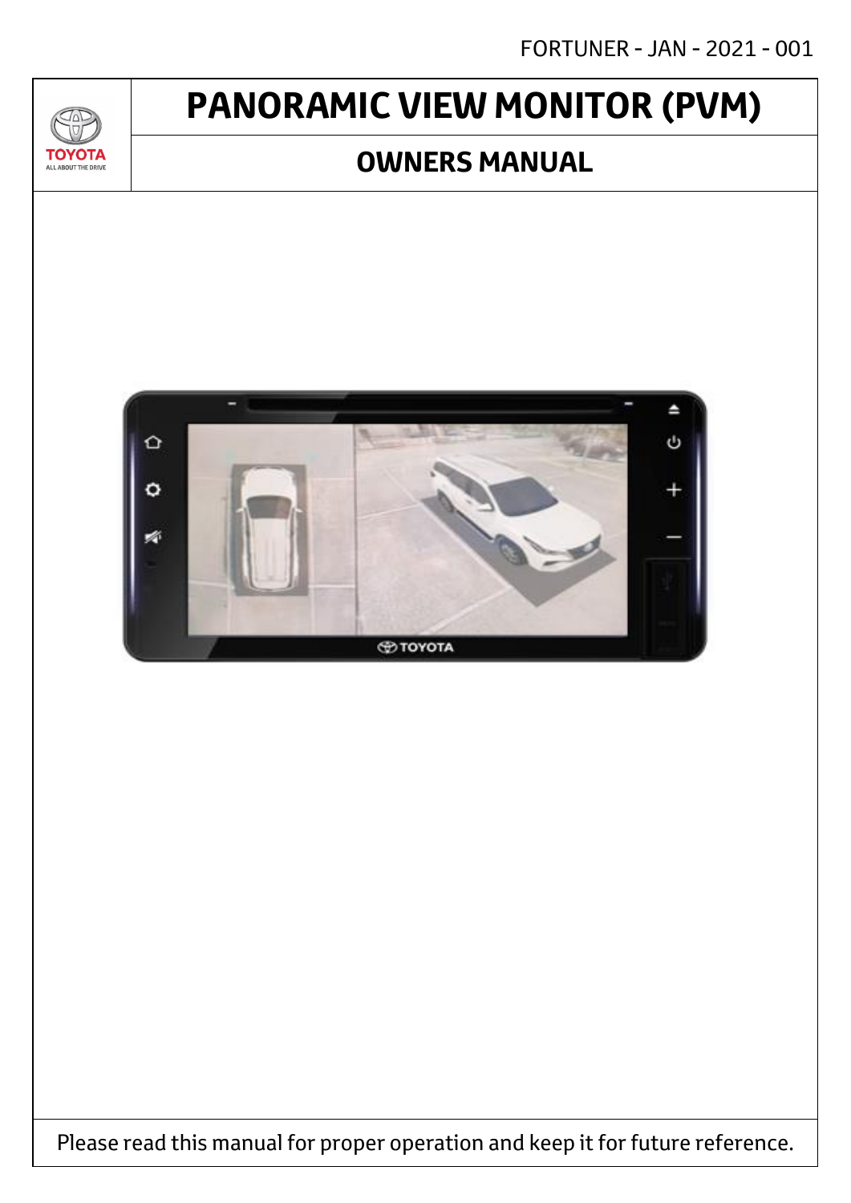FORTUNER - JAN - 2021 - 001

# PANORAMIC VIEW MONITOR (PVM)

## OWNERS MANUAL

Please read this manual for proper operation and keep it for future reference.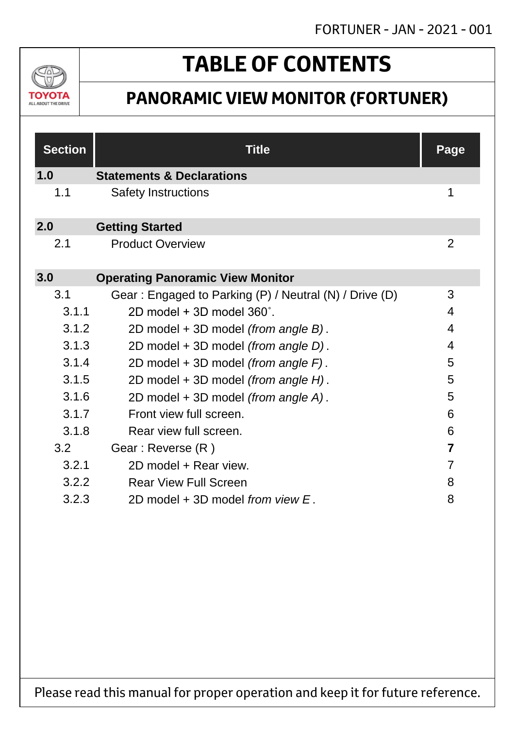# TABLE OF CONTENTS

## PANORAMIC VIEW MONITOR (FORTUNER)

| Section | Title | Page |
|---|---|---|
| **1.0** | **Statements & Declarations** | |
| 1.1 | Safety Instructions | 1 |
| **2.0** | **Getting Started** | |
| 2.1 | Product Overview | 2 |
| **3.0** | **Operating Panoramic View Monitor** | |
| 3.1 | Gear : Engaged to Parking (P) / Neutral (N) / Drive (D) | 3 |
| 3.1.1 | 2D model + 3D model 360˚. | 4 |
| 3.1.2 | 2D model + 3D model *(from angle B)* . | 4 |
| 3.1.3 | 2D model + 3D model *(from angle D)* . | 4 |
| 3.1.4 | 2D model + 3D model *(from angle F)* . | 5 |
| 3.1.5 | 2D model + 3D model *(from angle H)* . | 5 |
| 3.1.6 | 2D model + 3D model *(from angle A)* . | 5 |
| 3.1.7 | Front view full screen. | 6 |
| 3.1.8 | Rear view full screen. | 6 |
| 3.2 | Gear : Reverse (R ) | **7** |
| 3.2.1 | 2D model + Rear view. | 7 |
| 3.2.2 | Rear View Full Screen | 8 |
| 3.2.3 | 2D model + 3D model *from view E* . | 8 |

Please read this manual for proper operation and keep it for future reference.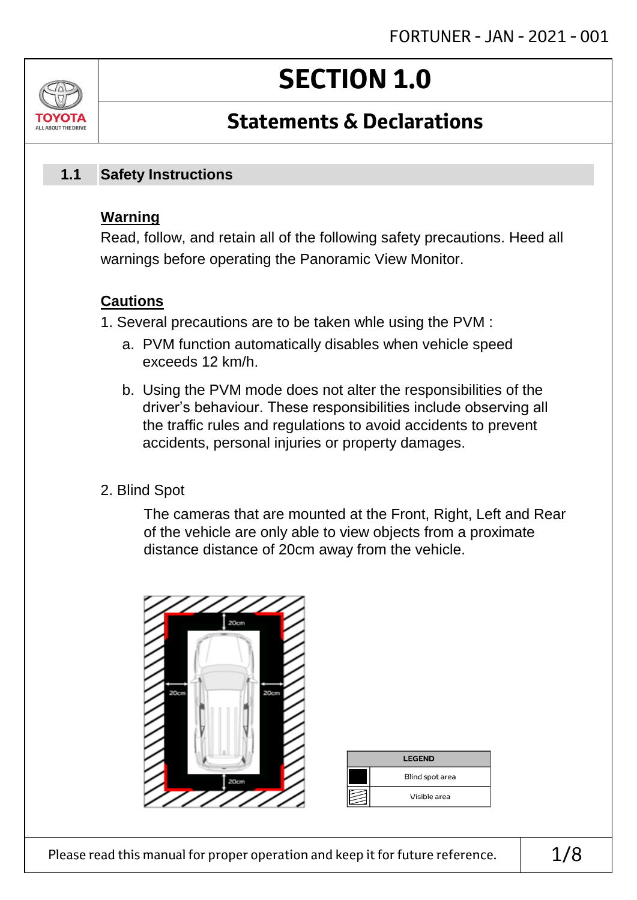# SECTION 1.0

## Statements & Declarations

### 1.1 Safety Instructions

**Warning**

Read, follow, and retain all of the following safety precautions. Heed all warnings before operating the Panoramic View Monitor.

**Cautions**

1. Several precautions are to be taken whle using the PVM :
   a. PVM function automatically disables when vehicle speed exceeds 12 km/h.
   b. Using the PVM mode does not alter the responsibilities of the driver's behaviour. These responsibilities include observing all the traffic rules and regulations to avoid accidents to prevent accidents, personal injuries or property damages.

2. Blind Spot

   The cameras that are mounted at the Front, Right, Left and Rear of the vehicle are only able to view objects from a proximate distance distance of 20cm away from the vehicle.

20cm

20cm

20cm

20cm

| LEGEND | |
|---|---|
| ■ | Blind spot area |
| ▨ | Visible area |

Please read this manual for proper operation and keep it for future reference.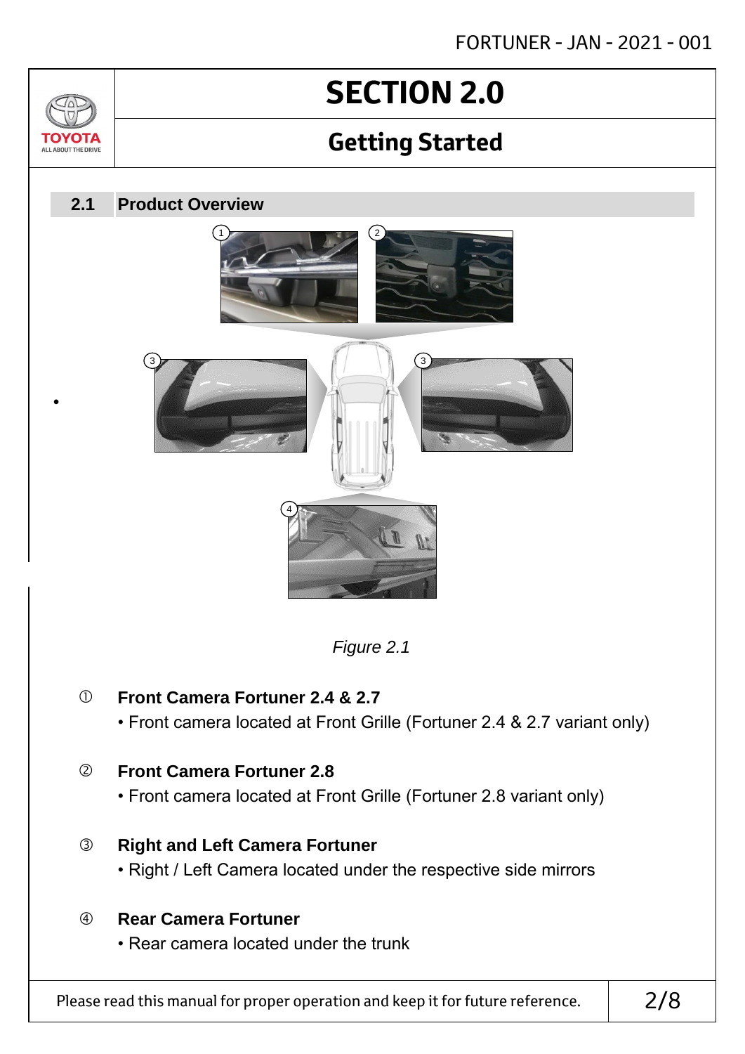# SECTION 2.0

## Getting Started

### 2.1 Product Overview

*Figure 2.1*

① **Front Camera Fortuner 2.4 & 2.7**
- Front camera located at Front Grille (Fortuner 2.4 & 2.7 variant only)

② **Front Camera Fortuner 2.8**
- Front camera located at Front Grille (Fortuner 2.8 variant only)

③ **Right and Left Camera Fortuner**
- Right / Left Camera located under the respective side mirrors

④ **Rear Camera Fortuner**
- Rear camera located under the trunk

Please read this manual for proper operation and keep it for future reference.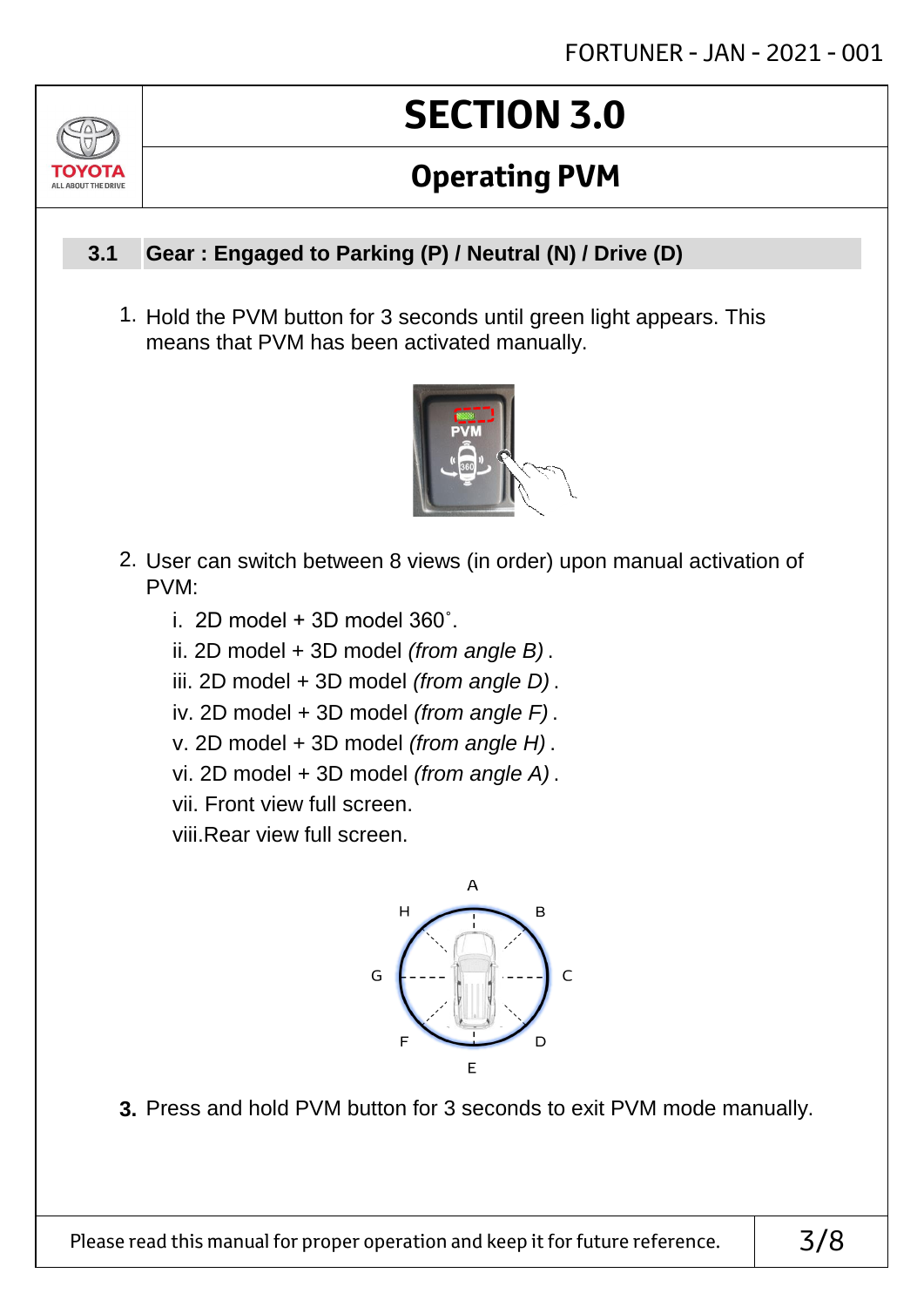# SECTION 3.0

## Operating PVM

### 3.1 Gear : Engaged to Parking (P) / Neutral (N) / Drive (D)

1. Hold the PVM button for 3 seconds until green light appears. This means that PVM has been activated manually.

2. User can switch between 8 views (in order) upon manual activation of PVM:

   i. 2D model + 3D model 360˚.
   ii. 2D model + 3D model *(from angle B)* .
   iii. 2D model + 3D model *(from angle D)* .
   iv. 2D model + 3D model *(from angle F)* .
   v. 2D model + 3D model *(from angle H)* .
   vi. 2D model + 3D model *(from angle A)* .
   vii. Front view full screen.
   viii.Rear view full screen.

3. Press and hold PVM button for 3 seconds to exit PVM mode manually.

Please read this manual for proper operation and keep it for future reference.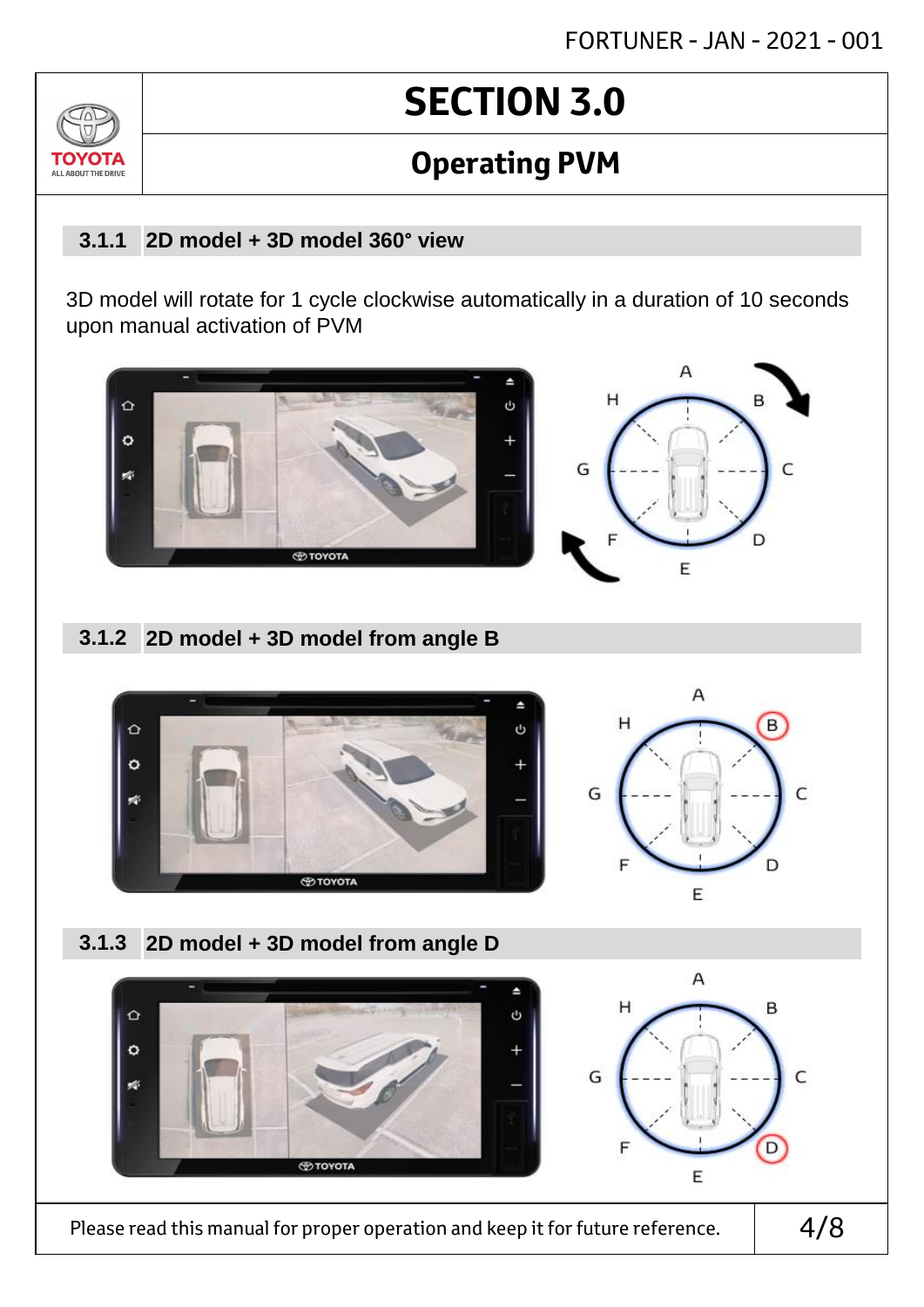# SECTION 3.0

## Operating PVM

### 3.1.1 2D model + 3D model 360° view

3D model will rotate for 1 cycle clockwise automatically in a duration of 10 seconds upon manual activation of PVM

### 3.1.2 2D model + 3D model from angle B

### 3.1.3 2D model + 3D model from angle D

Please read this manual for proper operation and keep it for future reference.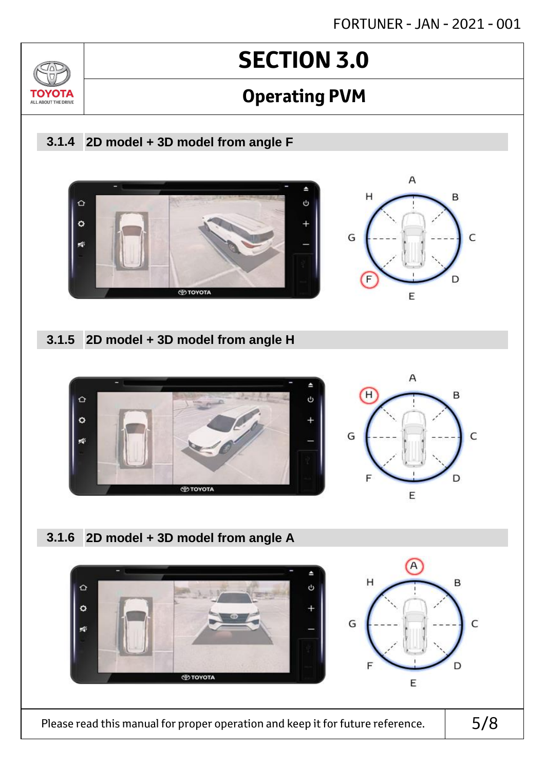# SECTION 3.0

## Operating PVM

### 3.1.4 2D model + 3D model from angle F

### 3.1.5 2D model + 3D model from angle H

### 3.1.6 2D model + 3D model from angle A

Please read this manual for proper operation and keep it for future reference.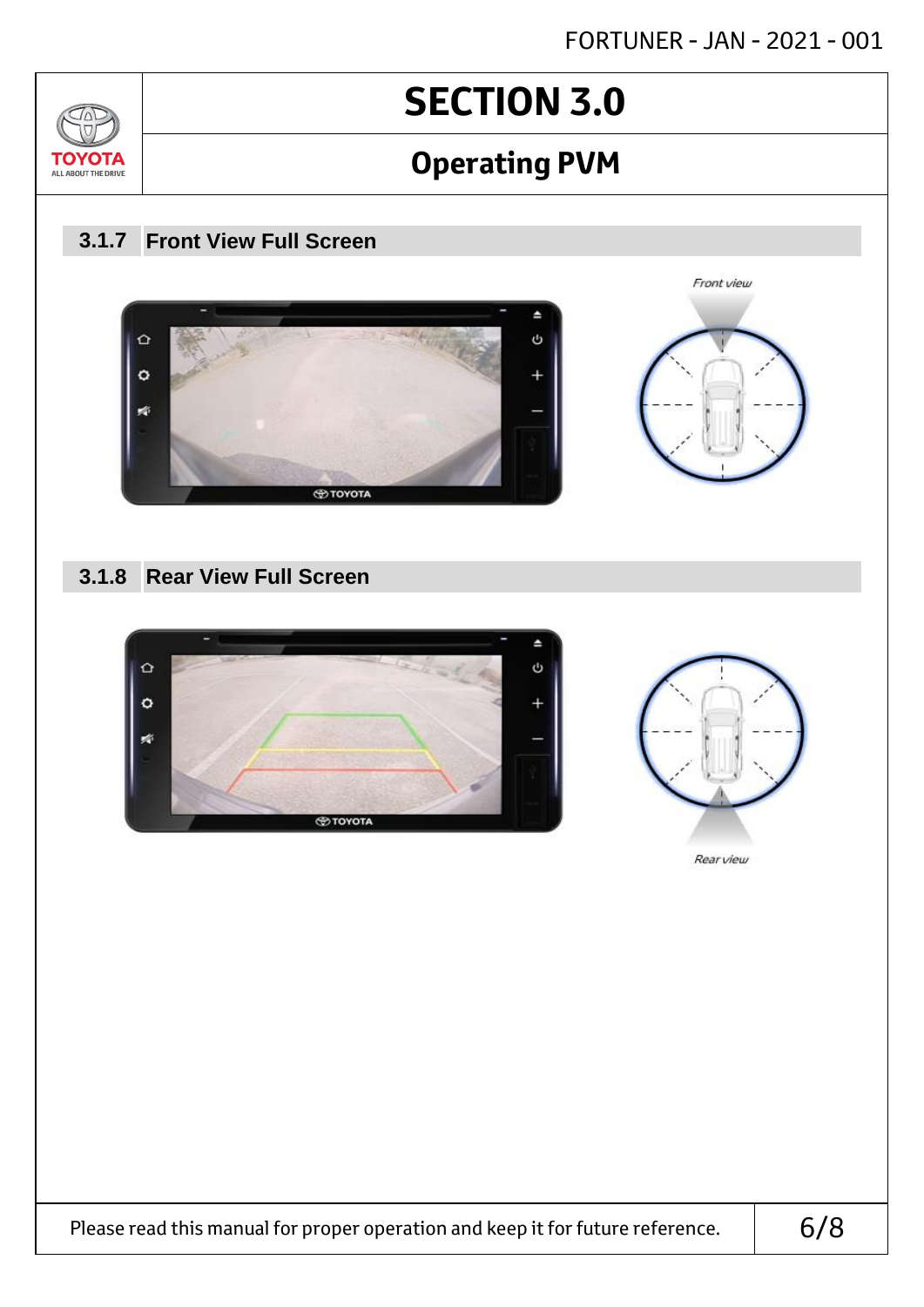# SECTION 3.0

## Operating PVM

### 3.1.7 Front View Full Screen

Front view

### 3.1.8 Rear View Full Screen

Rear view

Please read this manual for proper operation and keep it for future reference.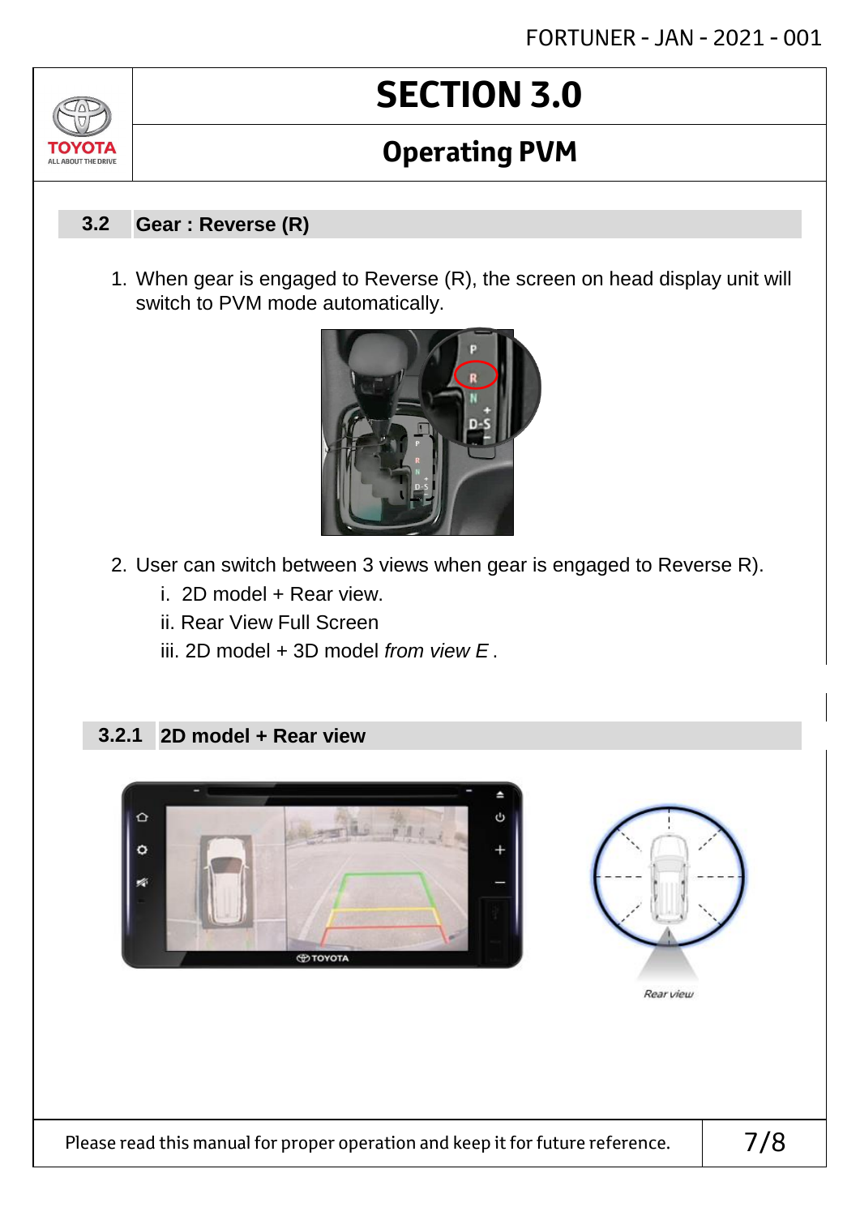# SECTION 3.0

## Operating PVM

### 3.2 Gear : Reverse (R)

1. When gear is engaged to Reverse (R), the screen on head display unit will switch to PVM mode automatically.

2. User can switch between 3 views when gear is engaged to Reverse R).
   - i. 2D model + Rear view.
   - ii. Rear View Full Screen
   - iii. 2D model + 3D model *from view E* .

#### 3.2.1 2D model + Rear view

Rear view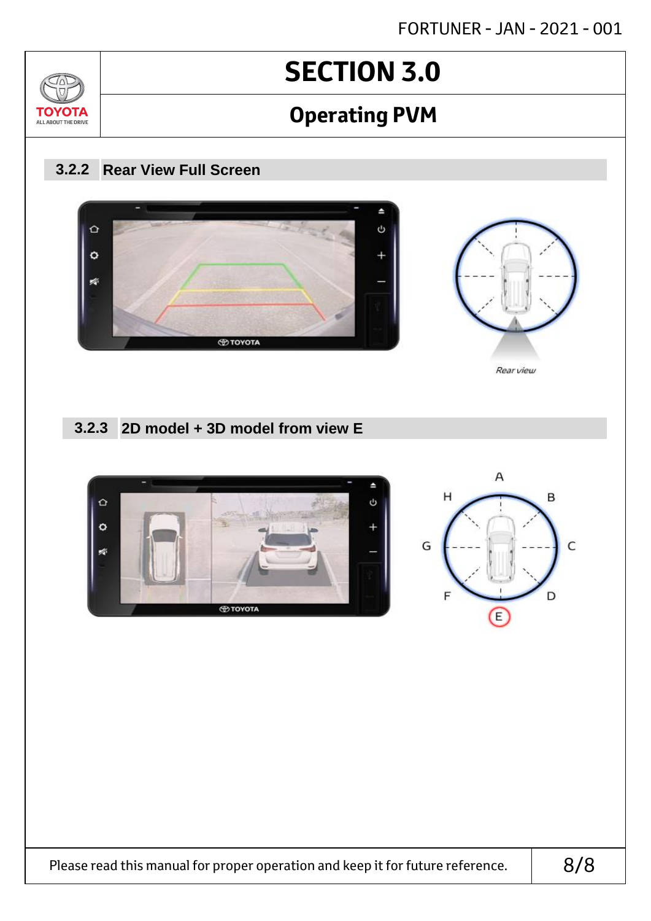# SECTION 3.0

## Operating PVM

### 3.2.2 Rear View Full Screen

Rear view

### 3.2.3 2D model + 3D model from view E

A
B
C
D
E
F
G
H